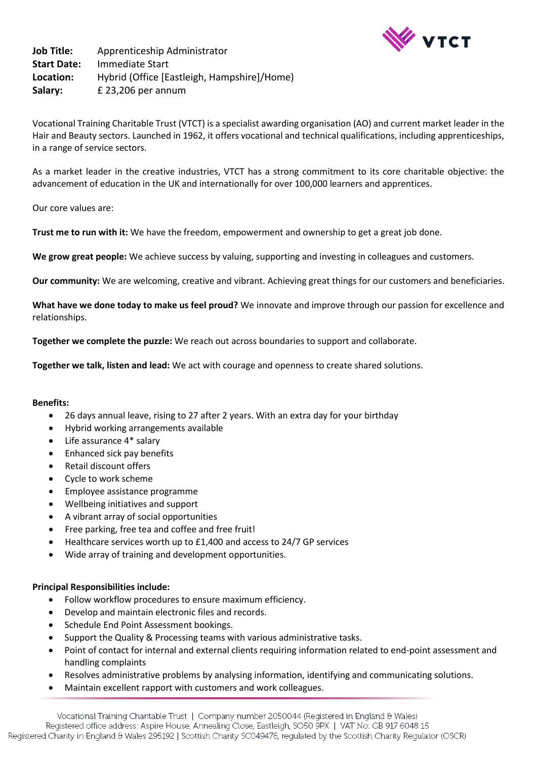**Job Title:** Apprenticeship Administrator
**Start Date:** Immediate Start
**Location:** Hybrid (Office [Eastleigh, Hampshire]/Home)
**Salary:** £ 23,206 per annum

Vocational Training Charitable Trust (VTCT) is a specialist awarding organisation (AO) and current market leader in the Hair and Beauty sectors. Launched in 1962, it offers vocational and technical qualifications, including apprenticeships, in a range of service sectors.

As a market leader in the creative industries, VTCT has a strong commitment to its core charitable objective: the advancement of education in the UK and internationally for over 100,000 learners and apprentices.

Our core values are:

**Trust me to run with it:** We have the freedom, empowerment and ownership to get a great job done.

**We grow great people:** We achieve success by valuing, supporting and investing in colleagues and customers.

**Our community:** We are welcoming, creative and vibrant. Achieving great things for our customers and beneficiaries.

**What have we done today to make us feel proud?** We innovate and improve through our passion for excellence and relationships.

**Together we complete the puzzle:** We reach out across boundaries to support and collaborate.

**Together we talk, listen and lead:** We act with courage and openness to create shared solutions.

**Benefits:**

- 26 days annual leave, rising to 27 after 2 years. With an extra day for your birthday
- Hybrid working arrangements available
- Life assurance 4* salary
- Enhanced sick pay benefits
- Retail discount offers
- Cycle to work scheme
- Employee assistance programme
- Wellbeing initiatives and support
- A vibrant array of social opportunities
- Free parking, free tea and coffee and free fruit!
- Healthcare services worth up to £1,400 and access to 24/7 GP services
- Wide array of training and development opportunities.

**Principal Responsibilities include:**

- Follow workflow procedures to ensure maximum efficiency.
- Develop and maintain electronic files and records.
- Schedule End Point Assessment bookings.
- Support the Quality & Processing teams with various administrative tasks.
- Point of contact for internal and external clients requiring information related to end-point assessment and handling complaints
- Resolves administrative problems by analysing information, identifying and communicating solutions.
- Maintain excellent rapport with customers and work colleagues.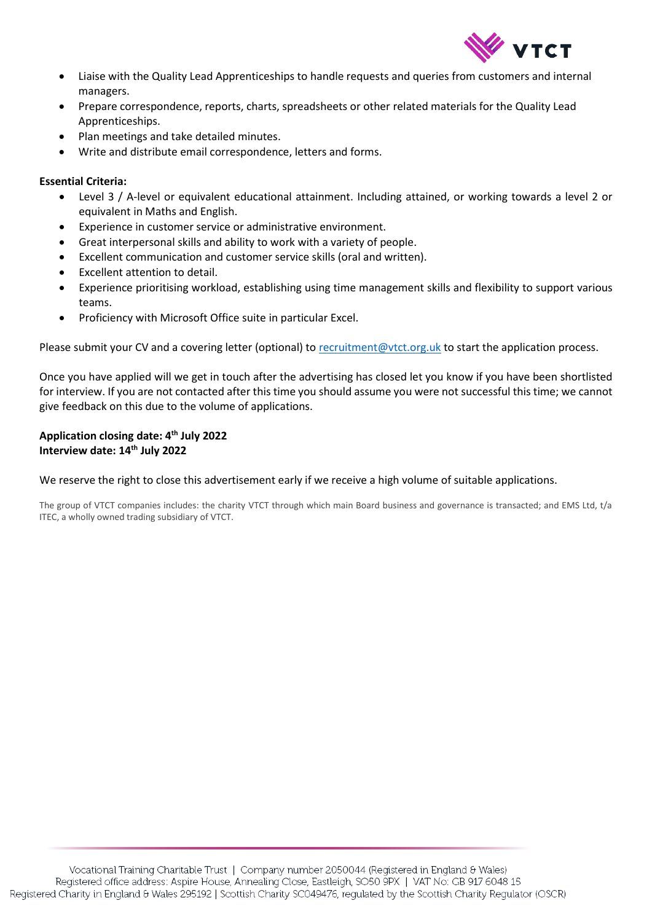- Liaise with the Quality Lead Apprenticeships to handle requests and queries from customers and internal managers.
- Prepare correspondence, reports, charts, spreadsheets or other related materials for the Quality Lead Apprenticeships.
- Plan meetings and take detailed minutes.
- Write and distribute email correspondence, letters and forms.

**Essential Criteria:**

- Level 3 / A-level or equivalent educational attainment. Including attained, or working towards a level 2 or equivalent in Maths and English.
- Experience in customer service or administrative environment.
- Great interpersonal skills and ability to work with a variety of people.
- Excellent communication and customer service skills (oral and written).
- Excellent attention to detail.
- Experience prioritising workload, establishing using time management skills and flexibility to support various teams.
- Proficiency with Microsoft Office suite in particular Excel.

Please submit your CV and a covering letter (optional) to recruitment@vtct.org.uk to start the application process.

Once you have applied will we get in touch after the advertising has closed let you know if you have been shortlisted for interview. If you are not contacted after this time you should assume you were not successful this time; we cannot give feedback on this due to the volume of applications.

**Application closing date: 4th July 2022**
**Interview date: 14th July 2022**

We reserve the right to close this advertisement early if we receive a high volume of suitable applications.

The group of VTCT companies includes: the charity VTCT through which main Board business and governance is transacted; and EMS Ltd, t/a ITEC, a wholly owned trading subsidiary of VTCT.